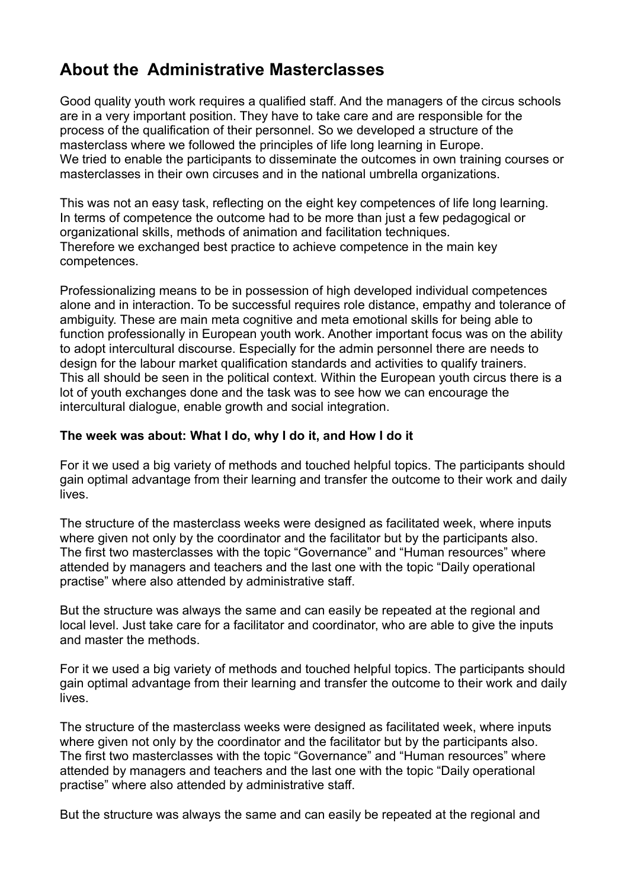# About the Administrative Masterclasses

Good quality youth work requires a qualified staff. And the managers of the circus schools are in a very important position. They have to take care and are responsible for the process of the qualification of their personnel. So we developed a structure of the masterclass where we followed the principles of life long learning in Europe.
We tried to enable the participants to disseminate the outcomes in own training courses or masterclasses in their own circuses and in the national umbrella organizations.

This was not an easy task, reflecting on the eight key competences of life long learning. In terms of competence the outcome had to be more than just a few pedagogical or organizational skills, methods of animation and facilitation techniques.
Therefore we exchanged best practice to achieve competence in the main key competences.

Professionalizing means to be in possession of high developed individual competences alone and in interaction. To be successful requires role distance, empathy and tolerance of ambiguity. These are main meta cognitive and meta emotional skills for being able to function professionally in European youth work. Another important focus was on the ability to adopt intercultural discourse. Especially for the admin personnel there are needs to design for the labour market qualification standards and activities to qualify trainers.
This all should be seen in the political context. Within the European youth circus there is a lot of youth exchanges done and the task was to see how we can encourage the intercultural dialogue, enable growth and social integration.

**The week was about: What I do, why I do it, and How I do it**

For it we used a big variety of methods and touched helpful topics. The participants should gain optimal advantage from their learning and transfer the outcome to their work and daily lives.

The structure of the masterclass weeks were designed as facilitated week, where inputs where given not only by the coordinator and the facilitator but by the participants also. The first two masterclasses with the topic "Governance" and "Human resources" where attended by managers and teachers and the last one with the topic "Daily operational practise" where also attended by administrative staff.

But the structure was always the same and can easily be repeated at the regional and local level. Just take care for a facilitator and coordinator, who are able to give the inputs and master the methods.

For it we used a big variety of methods and touched helpful topics. The participants should gain optimal advantage from their learning and transfer the outcome to their work and daily lives.

The structure of the masterclass weeks were designed as facilitated week, where inputs where given not only by the coordinator and the facilitator but by the participants also. The first two masterclasses with the topic "Governance" and "Human resources" where attended by managers and teachers and the last one with the topic "Daily operational practise" where also attended by administrative staff.

But the structure was always the same and can easily be repeated at the regional and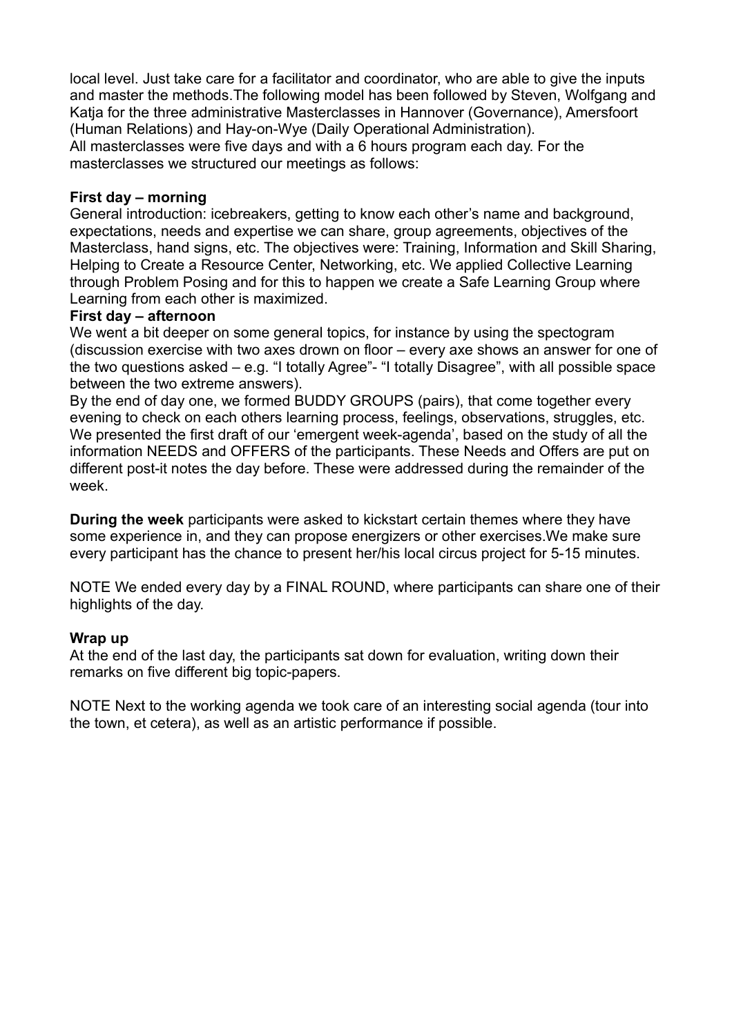local level. Just take care for a facilitator and coordinator, who are able to give the inputs and master the methods.The following model has been followed by Steven, Wolfgang and Katja for the three administrative Masterclasses in Hannover (Governance), Amersfoort (Human Relations) and Hay-on-Wye (Daily Operational Administration).
All masterclasses were five days and with a 6 hours program each day. For the masterclasses we structured our meetings as follows:

**First day – morning**
General introduction: icebreakers, getting to know each other's name and background, expectations, needs and expertise we can share, group agreements, objectives of the Masterclass, hand signs, etc. The objectives were: Training, Information and Skill Sharing, Helping to Create a Resource Center, Networking, etc. We applied Collective Learning through Problem Posing and for this to happen we create a Safe Learning Group where Learning from each other is maximized.

**First day – afternoon**
We went a bit deeper on some general topics, for instance by using the spectogram (discussion exercise with two axes drown on floor – every axe shows an answer for one of the two questions asked – e.g. "I totally Agree"- "I totally Disagree", with all possible space between the two extreme answers).
By the end of day one, we formed BUDDY GROUPS (pairs), that come together every evening to check on each others learning process, feelings, observations, struggles, etc. We presented the first draft of our 'emergent week-agenda', based on the study of all the information NEEDS and OFFERS of the participants. These Needs and Offers are put on different post-it notes the day before. These were addressed during the remainder of the week.

**During the week** participants were asked to kickstart certain themes where they have some experience in, and they can propose energizers or other exercises.We make sure every participant has the chance to present her/his local circus project for 5-15 minutes.

NOTE We ended every day by a FINAL ROUND, where participants can share one of their highlights of the day.

**Wrap up**
At the end of the last day, the participants sat down for evaluation, writing down their remarks on five different big topic-papers.

NOTE Next to the working agenda we took care of an interesting social agenda (tour into the town, et cetera), as well as an artistic performance if possible.